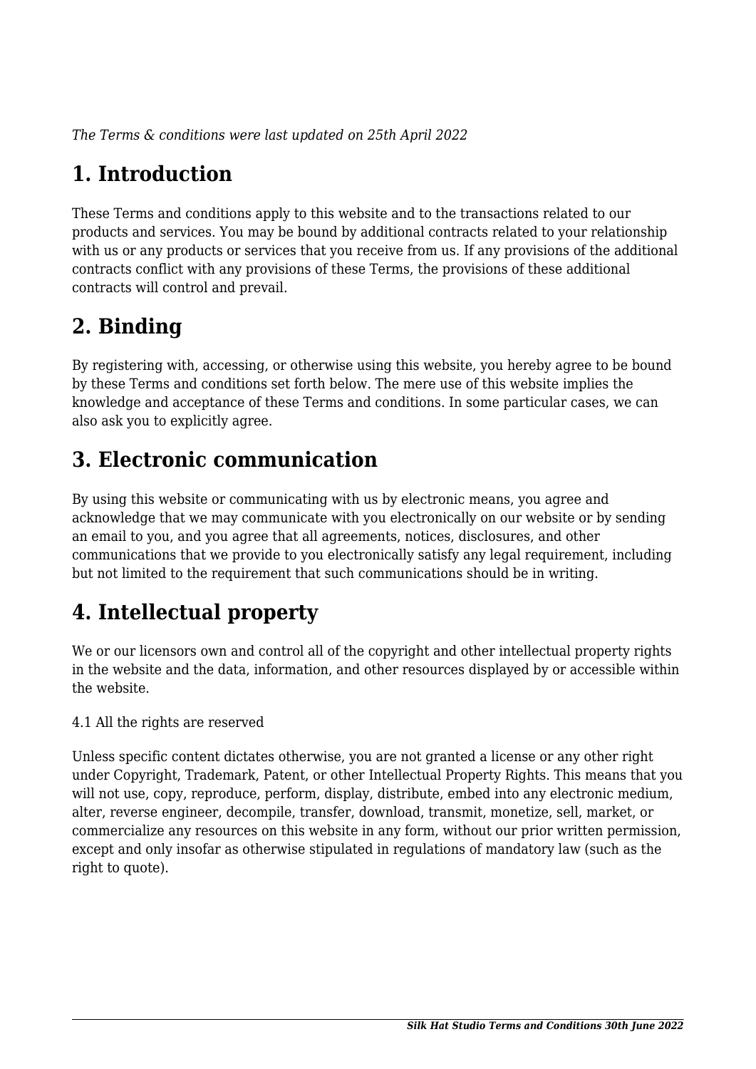*The Terms & conditions were last updated on 25th April 2022*

# 1. Introduction

These Terms and conditions apply to this website and to the transactions related to our products and services. You may be bound by additional contracts related to your relationship with us or any products or services that you receive from us. If any provisions of the additional contracts conflict with any provisions of these Terms, the provisions of these additional contracts will control and prevail.

# 2. Binding

By registering with, accessing, or otherwise using this website, you hereby agree to be bound by these Terms and conditions set forth below. The mere use of this website implies the knowledge and acceptance of these Terms and conditions. In some particular cases, we can also ask you to explicitly agree.

# 3. Electronic communication

By using this website or communicating with us by electronic means, you agree and acknowledge that we may communicate with you electronically on our website or by sending an email to you, and you agree that all agreements, notices, disclosures, and other communications that we provide to you electronically satisfy any legal requirement, including but not limited to the requirement that such communications should be in writing.

# 4. Intellectual property

We or our licensors own and control all of the copyright and other intellectual property rights in the website and the data, information, and other resources displayed by or accessible within the website.

4.1 All the rights are reserved

Unless specific content dictates otherwise, you are not granted a license or any other right under Copyright, Trademark, Patent, or other Intellectual Property Rights. This means that you will not use, copy, reproduce, perform, display, distribute, embed into any electronic medium, alter, reverse engineer, decompile, transfer, download, transmit, monetize, sell, market, or commercialize any resources on this website in any form, without our prior written permission, except and only insofar as otherwise stipulated in regulations of mandatory law (such as the right to quote).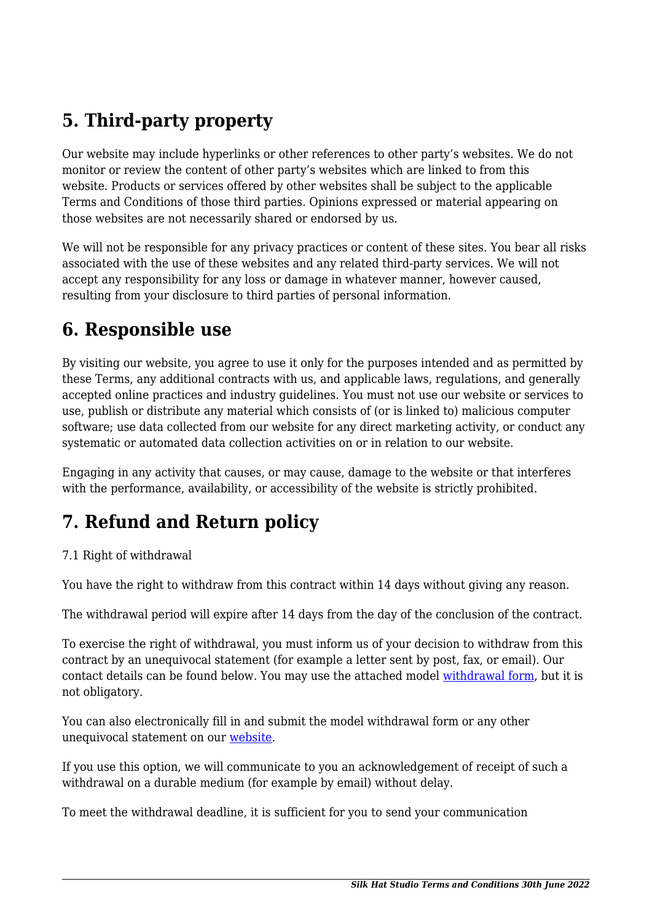## 5. Third-party property

Our website may include hyperlinks or other references to other party's websites. We do not monitor or review the content of other party's websites which are linked to from this website. Products or services offered by other websites shall be subject to the applicable Terms and Conditions of those third parties. Opinions expressed or material appearing on those websites are not necessarily shared or endorsed by us.

We will not be responsible for any privacy practices or content of these sites. You bear all risks associated with the use of these websites and any related third-party services. We will not accept any responsibility for any loss or damage in whatever manner, however caused, resulting from your disclosure to third parties of personal information.

## 6. Responsible use

By visiting our website, you agree to use it only for the purposes intended and as permitted by these Terms, any additional contracts with us, and applicable laws, regulations, and generally accepted online practices and industry guidelines. You must not use our website or services to use, publish or distribute any material which consists of (or is linked to) malicious computer software; use data collected from our website for any direct marketing activity, or conduct any systematic or automated data collection activities on or in relation to our website.

Engaging in any activity that causes, or may cause, damage to the website or that interferes with the performance, availability, or accessibility of the website is strictly prohibited.

## 7. Refund and Return policy

7.1 Right of withdrawal

You have the right to withdraw from this contract within 14 days without giving any reason.

The withdrawal period will expire after 14 days from the day of the conclusion of the contract.

To exercise the right of withdrawal, you must inform us of your decision to withdraw from this contract by an unequivocal statement (for example a letter sent by post, fax, or email). Our contact details can be found below. You may use the attached model [withdrawal form](), but it is not obligatory.

You can also electronically fill in and submit the model withdrawal form or any other unequivocal statement on our [website]().

If you use this option, we will communicate to you an acknowledgement of receipt of such a withdrawal on a durable medium (for example by email) without delay.

To meet the withdrawal deadline, it is sufficient for you to send your communication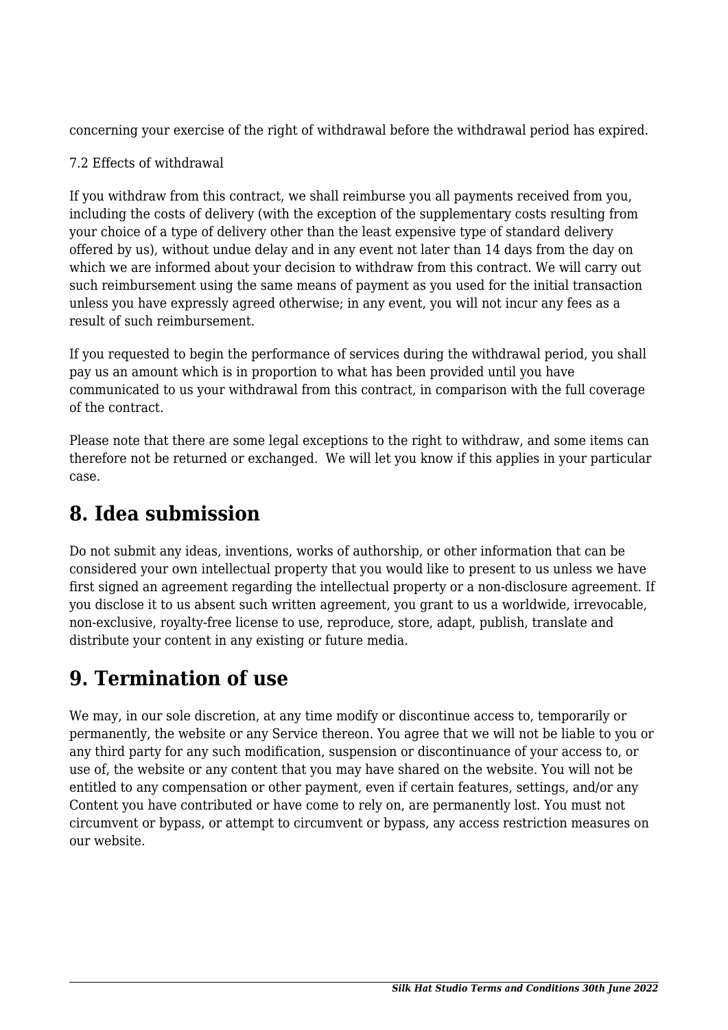concerning your exercise of the right of withdrawal before the withdrawal period has expired.

7.2 Effects of withdrawal

If you withdraw from this contract, we shall reimburse you all payments received from you, including the costs of delivery (with the exception of the supplementary costs resulting from your choice of a type of delivery other than the least expensive type of standard delivery offered by us), without undue delay and in any event not later than 14 days from the day on which we are informed about your decision to withdraw from this contract. We will carry out such reimbursement using the same means of payment as you used for the initial transaction unless you have expressly agreed otherwise; in any event, you will not incur any fees as a result of such reimbursement.

If you requested to begin the performance of services during the withdrawal period, you shall pay us an amount which is in proportion to what has been provided until you have communicated to us your withdrawal from this contract, in comparison with the full coverage of the contract.

Please note that there are some legal exceptions to the right to withdraw, and some items can therefore not be returned or exchanged. We will let you know if this applies in your particular case.

## 8. Idea submission

Do not submit any ideas, inventions, works of authorship, or other information that can be considered your own intellectual property that you would like to present to us unless we have first signed an agreement regarding the intellectual property or a non-disclosure agreement. If you disclose it to us absent such written agreement, you grant to us a worldwide, irrevocable, non-exclusive, royalty-free license to use, reproduce, store, adapt, publish, translate and distribute your content in any existing or future media.

## 9. Termination of use

We may, in our sole discretion, at any time modify or discontinue access to, temporarily or permanently, the website or any Service thereon. You agree that we will not be liable to you or any third party for any such modification, suspension or discontinuance of your access to, or use of, the website or any content that you may have shared on the website. You will not be entitled to any compensation or other payment, even if certain features, settings, and/or any Content you have contributed or have come to rely on, are permanently lost. You must not circumvent or bypass, or attempt to circumvent or bypass, any access restriction measures on our website.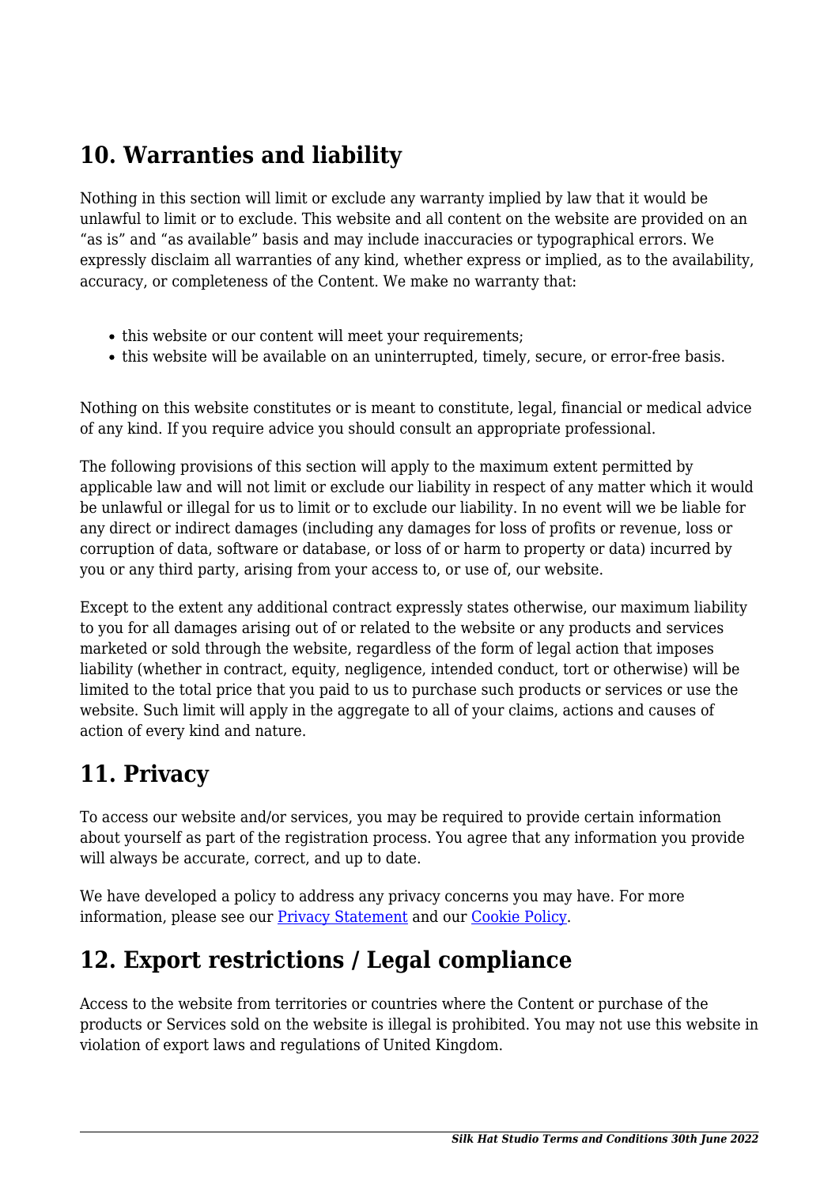## 10. Warranties and liability

Nothing in this section will limit or exclude any warranty implied by law that it would be unlawful to limit or to exclude. This website and all content on the website are provided on an "as is" and "as available" basis and may include inaccuracies or typographical errors. We expressly disclaim all warranties of any kind, whether express or implied, as to the availability, accuracy, or completeness of the Content. We make no warranty that:

- this website or our content will meet your requirements;
- this website will be available on an uninterrupted, timely, secure, or error-free basis.

Nothing on this website constitutes or is meant to constitute, legal, financial or medical advice of any kind. If you require advice you should consult an appropriate professional.

The following provisions of this section will apply to the maximum extent permitted by applicable law and will not limit or exclude our liability in respect of any matter which it would be unlawful or illegal for us to limit or to exclude our liability. In no event will we be liable for any direct or indirect damages (including any damages for loss of profits or revenue, loss or corruption of data, software or database, or loss of or harm to property or data) incurred by you or any third party, arising from your access to, or use of, our website.

Except to the extent any additional contract expressly states otherwise, our maximum liability to you for all damages arising out of or related to the website or any products and services marketed or sold through the website, regardless of the form of legal action that imposes liability (whether in contract, equity, negligence, intended conduct, tort or otherwise) will be limited to the total price that you paid to us to purchase such products or services or use the website. Such limit will apply in the aggregate to all of your claims, actions and causes of action of every kind and nature.

## 11. Privacy

To access our website and/or services, you may be required to provide certain information about yourself as part of the registration process. You agree that any information you provide will always be accurate, correct, and up to date.

We have developed a policy to address any privacy concerns you may have. For more information, please see our [Privacy Statement] and our [Cookie Policy].

## 12. Export restrictions / Legal compliance

Access to the website from territories or countries where the Content or purchase of the products or Services sold on the website is illegal is prohibited. You may not use this website in violation of export laws and regulations of United Kingdom.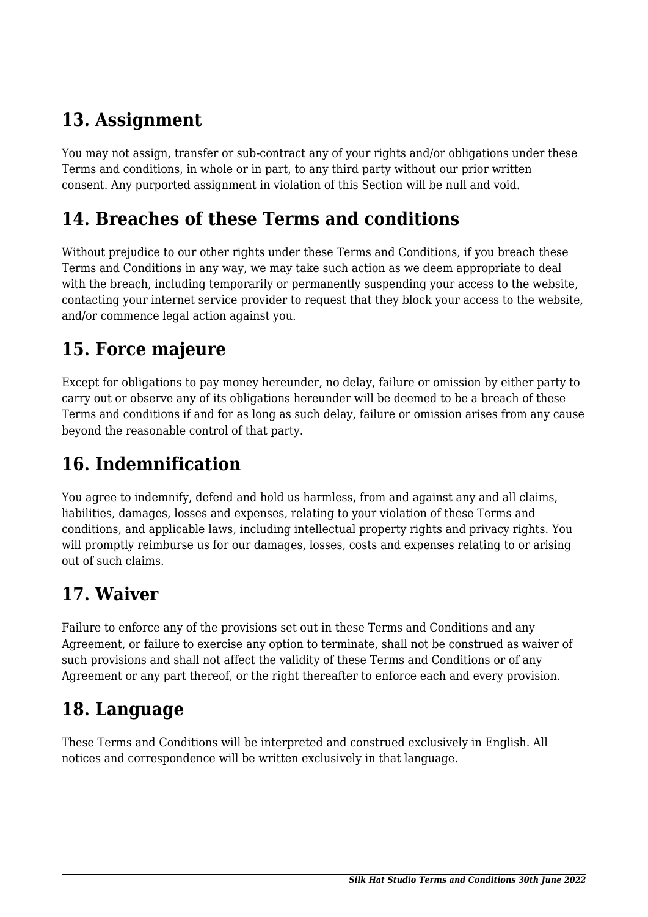## 13. Assignment

You may not assign, transfer or sub-contract any of your rights and/or obligations under these Terms and conditions, in whole or in part, to any third party without our prior written consent. Any purported assignment in violation of this Section will be null and void.

## 14. Breaches of these Terms and conditions

Without prejudice to our other rights under these Terms and Conditions, if you breach these Terms and Conditions in any way, we may take such action as we deem appropriate to deal with the breach, including temporarily or permanently suspending your access to the website, contacting your internet service provider to request that they block your access to the website, and/or commence legal action against you.

## 15. Force majeure

Except for obligations to pay money hereunder, no delay, failure or omission by either party to carry out or observe any of its obligations hereunder will be deemed to be a breach of these Terms and conditions if and for as long as such delay, failure or omission arises from any cause beyond the reasonable control of that party.

## 16. Indemnification

You agree to indemnify, defend and hold us harmless, from and against any and all claims, liabilities, damages, losses and expenses, relating to your violation of these Terms and conditions, and applicable laws, including intellectual property rights and privacy rights. You will promptly reimburse us for our damages, losses, costs and expenses relating to or arising out of such claims.

## 17. Waiver

Failure to enforce any of the provisions set out in these Terms and Conditions and any Agreement, or failure to exercise any option to terminate, shall not be construed as waiver of such provisions and shall not affect the validity of these Terms and Conditions or of any Agreement or any part thereof, or the right thereafter to enforce each and every provision.

## 18. Language

These Terms and Conditions will be interpreted and construed exclusively in English. All notices and correspondence will be written exclusively in that language.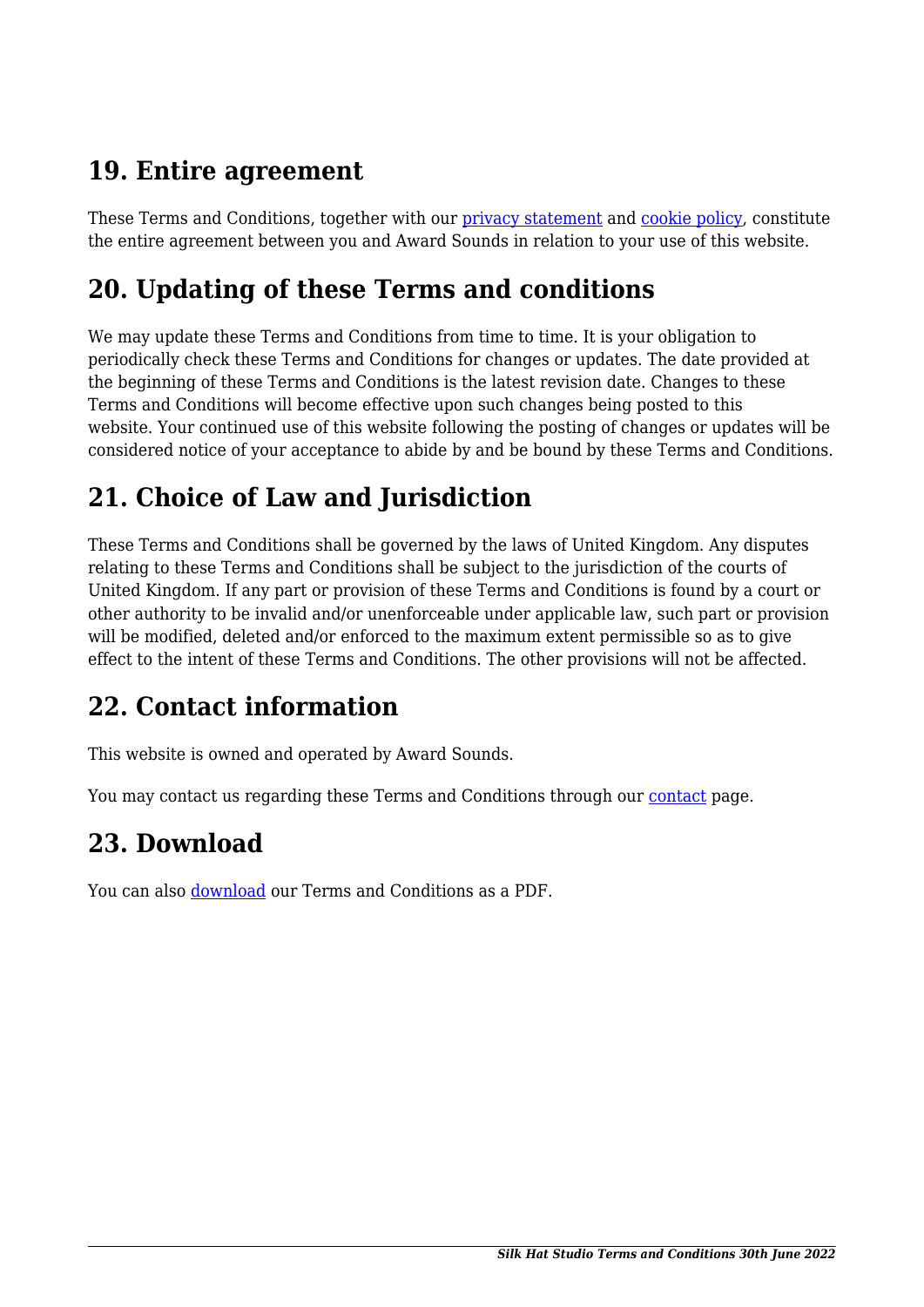## 19. Entire agreement

These Terms and Conditions, together with our privacy statement and cookie policy, constitute the entire agreement between you and Award Sounds in relation to your use of this website.

## 20. Updating of these Terms and conditions

We may update these Terms and Conditions from time to time. It is your obligation to periodically check these Terms and Conditions for changes or updates. The date provided at the beginning of these Terms and Conditions is the latest revision date. Changes to these Terms and Conditions will become effective upon such changes being posted to this website. Your continued use of this website following the posting of changes or updates will be considered notice of your acceptance to abide by and be bound by these Terms and Conditions.

## 21. Choice of Law and Jurisdiction

These Terms and Conditions shall be governed by the laws of United Kingdom. Any disputes relating to these Terms and Conditions shall be subject to the jurisdiction of the courts of United Kingdom. If any part or provision of these Terms and Conditions is found by a court or other authority to be invalid and/or unenforceable under applicable law, such part or provision will be modified, deleted and/or enforced to the maximum extent permissible so as to give effect to the intent of these Terms and Conditions. The other provisions will not be affected.

## 22. Contact information

This website is owned and operated by Award Sounds.

You may contact us regarding these Terms and Conditions through our contact page.

## 23. Download

You can also download our Terms and Conditions as a PDF.